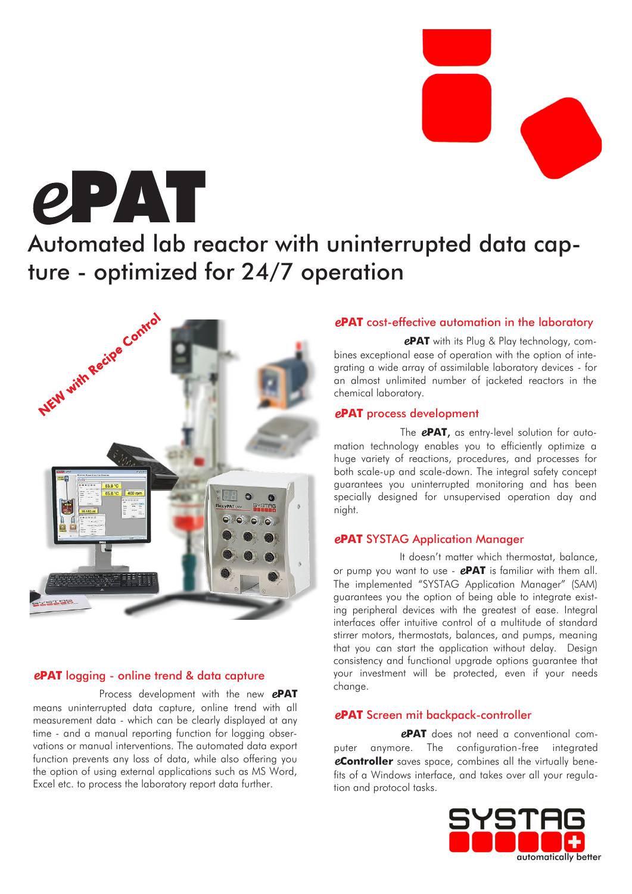# *e*PAT

## Automated lab reactor with uninterrupted data capture - optimized for 24/7 operation

NEW with Recipe Control

### *e*PAT logging - online trend & data capture

Process development with the new ***e*PAT** means uninterrupted data capture, online trend with all measurement data - which can be clearly displayed at any time - and a manual reporting function for logging observations or manual interventions. The automated data export function prevents any loss of data, while also offering you the option of using external applications such as MS Word, Excel etc. to process the laboratory report data further.

### *e*PAT cost-effective automation in the laboratory

***e*PAT** with its Plug & Play technology, combines exceptional ease of operation with the option of integrating a wide array of assimilable laboratory devices - for an almost unlimited number of jacketed reactors in the chemical laboratory.

### *e*PAT process development

The ***e*PAT,** as entry-level solution for automation technology enables you to efficiently optimize a huge variety of reactions, procedures, and processes for both scale-up and scale-down. The integral safety concept guarantees you uninterrupted monitoring and has been specially designed for unsupervised operation day and night.

### *e*PAT SYSTAG Application Manager

It doesn't matter which thermostat, balance, or pump you want to use - ***e*PAT** is familiar with them all. The implemented "SYSTAG Application Manager" (SAM) guarantees you the option of being able to integrate existing peripheral devices with the greatest of ease. Integral interfaces offer intuitive control of a multitude of standard stirrer motors, thermostats, balances, and pumps, meaning that you can start the application without delay. Design consistency and functional upgrade options guarantee that your investment will be protected, even if your needs change.

### *e*PAT Screen mit backpack-controller

***e*PAT** does not need a conventional computer anymore. The configuration-free integrated ***e*Controller** saves space, combines all the virtually benefits of a Windows interface, and takes over all your regulation and protocol tasks.

SYSTAG automatically better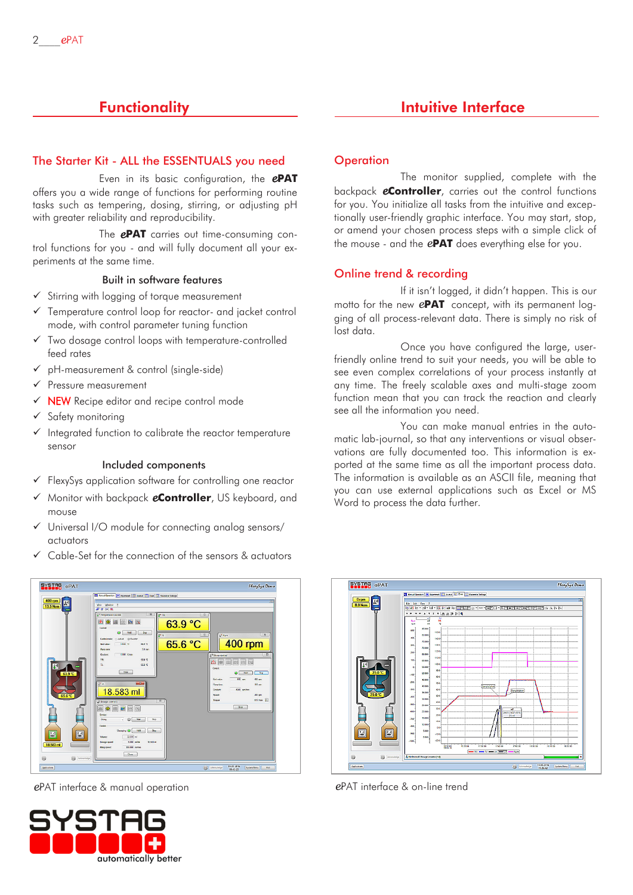## Functionality

### The Starter Kit - ALL the ESSENTUALS you need

Even in its basic configuration, the ***ePAT*** offers you a wide range of functions for performing routine tasks such as tempering, dosing, stirring, or adjusting pH with greater reliability and reproducibility.

The ***ePAT*** carries out time-consuming control functions for you - and will fully document all your experiments at the same time.

**Built in software features**

- ✓ Stirring with logging of torque measurement
- ✓ Temperature control loop for reactor- and jacket control mode, with control parameter tuning function
- ✓ Two dosage control loops with temperature-controlled feed rates
- ✓ pH-measurement & control (single-side)
- ✓ Pressure measurement
- ✓ NEW Recipe editor and recipe control mode
- ✓ Safety monitoring
- ✓ Integrated function to calibrate the reactor temperature sensor

**Included components**

- ✓ FlexySys application software for controlling one reactor
- ✓ Monitor with backpack ***eController***, US keyboard, and mouse
- ✓ Universal I/O module for connecting analog sensors/ actuators
- ✓ Cable-Set for the connection of the sensors & actuators

*e*PAT interface & manual operation

## Intuitive Interface

### Operation

The monitor supplied, complete with the backpack ***eController***, carries out the control functions for you. You initialize all tasks from the intuitive and exceptionally user-friendly graphic interface. You may start, stop, or amend your chosen process steps with a simple click of the mouse - and the ***ePAT*** does everything else for you.

### Online trend & recording

If it isn't logged, it didn't happen. This is our motto for the new ***ePAT*** concept, with its permanent logging of all process-relevant data. There is simply no risk of lost data.

Once you have configured the large, user-friendly online trend to suit your needs, you will be able to see even complex correlations of your process instantly at any time. The freely scalable axes and multi-stage zoom function mean that you can track the reaction and clearly see all the information you need.

You can make manual entries in the automatic lab-journal, so that any interventions or visual observations are fully documented too. This information is exported at the same time as all the important process data. The information is available as an ASCII file, meaning that you can use external applications such as Excel or MS Word to process the data further.

*e*PAT interface & on-line trend

SYSTAG automatically better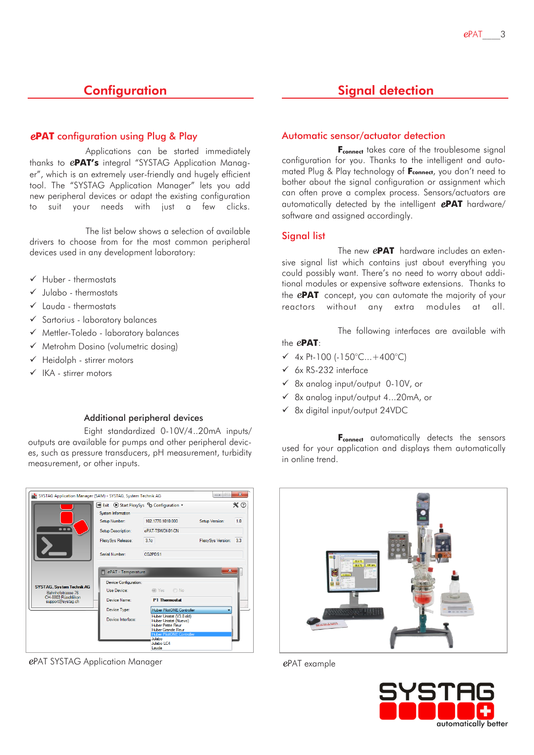## Configuration

### *e*PAT configuration using Plug & Play

Applications can be started immediately thanks to ***e*PAT's** integral "SYSTAG Application Manager", which is an extremely user-friendly and hugely efficient tool. The "SYSTAG Application Manager" lets you add new peripheral devices or adapt the existing configuration to suit your needs with just a few clicks.

The list below shows a selection of available drivers to choose from for the most common peripheral devices used in any development laboratory:

- ✓ Huber - thermostats
- ✓ Julabo - thermostats
- ✓ Lauda - thermostats
- ✓ Sartorius - laboratory balances
- ✓ Mettler-Toledo - laboratory balances
- ✓ Metrohm Dosino (volumetric dosing)
- ✓ Heidolph - stirrer motors
- ✓ IKA - stirrer motors

#### Additional peripheral devices

Eight standardized 0-10V/4..20mA inputs/outputs are available for pumps and other peripheral devices, such as pressure transducers, pH measurement, turbidity measurement, or other inputs.

*e*PAT SYSTAG Application Manager

## Signal detection

### Automatic sensor/actuator detection

**F**connect takes care of the troublesome signal configuration for you. Thanks to the intelligent and automated Plug & Play technology of **F**connect, you don't need to bother about the signal configuration or assignment which can often prove a complex process. Sensors/actuators are automatically detected by the intelligent ***e*PAT** hardware/software and assigned accordingly.

### Signal list

The new ***e*PAT** hardware includes an extensive signal list which contains just about everything you could possibly want. There's no need to worry about additional modules or expensive software extensions. Thanks to the ***e*PAT** concept, you can automate the majority of your reactors without any extra modules at all.

The following interfaces are available with the ***e*PAT**:

- ✓ 4x Pt-100 (-150°C...+400°C)
- ✓ 6x RS-232 interface
- ✓ 8x analog input/output 0-10V, or
- ✓ 8x analog input/output 4...20mA, or
- ✓ 8x digital input/output 24VDC

**F**connect automatically detects the sensors used for your application and displays them automatically in online trend.

*e*PAT example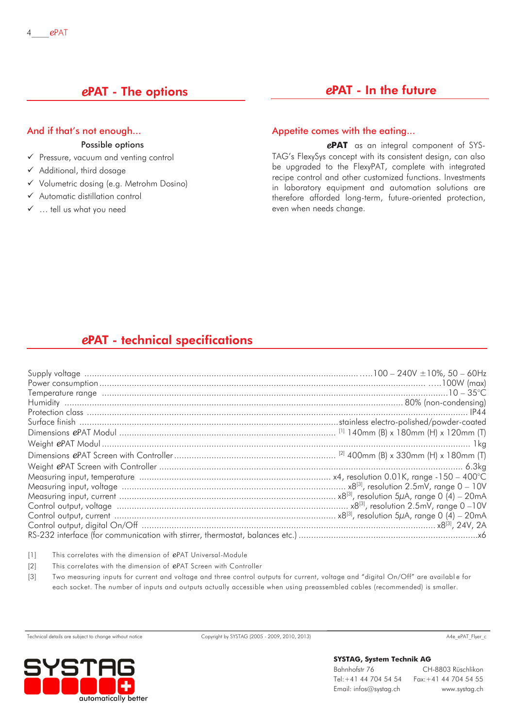## *e*PAT - The options

### And if that's not enough...

**Possible options**

- ✓ Pressure, vacuum and venting control
- ✓ Additional, third dosage
- ✓ Volumetric dosing (e.g. Metrohm Dosino)
- ✓ Automatic distillation control
- ✓ … tell us what you need

## *e*PAT - In the future

### Appetite comes with the eating...

***e*PAT** as an integral component of SYSTAG's FlexySys concept with its consistent design, can also be upgraded to the FlexyPAT, complete with integrated recipe control and other customized functions. Investments in laboratory equipment and automation solutions are therefore afforded long-term, future-oriented protection, even when needs change.

## *e*PAT - technical specifications

| | |
|---|---|
| Supply voltage | 100 – 240V ±10%, 50 – 60Hz |
| Power consumption | 100W (max) |
| Temperature range | 10 – 35°C |
| Humidity | 80% (non-condensing) |
| Protection class | IP44 |
| Surface finish | stainless electro-polished/powder-coated |
| Dimensions *e*PAT Modul | [1] 140mm (B) x 180mm (H) x 120mm (T) |
| Weight *e*PAT Modul | 1kg |
| Dimensions *e*PAT Screen with Controller | [2] 400mm (B) x 330mm (H) x 180mm (T) |
| Weight *e*PAT Screen with Controller | 6.3kg |
| Measuring input, temperature | x4, resolution 0.01K, range -150 – 400°C |
| Measuring input, voltage | x8[3], resolution 2.5mV, range 0 – 10V |
| Measuring input, current | x8[3], resolution 5µA, range 0 (4) – 20mA |
| Control output, voltage | x8[3], resolution 2.5mV, range 0 –10V |
| Control output, current | x8[3], resolution 5µA, range 0 (4) – 20mA |
| Control output, digital On/Off | x8[3], 24V, 2A |
| RS-232 interface (for communication with stirrer, thermostat, balances etc.) | x6 |

[1] This correlates with the dimension of *e*PAT Universal-Module

[2] This correlates with the dimension of *e*PAT Screen with Controller

[3] Two measuring inputs for current and voltage and three control outputs for current, voltage and "digital On/Off" are available for each socket. The number of inputs and outputs actually accessible when using preassembled cables (recommended) is smaller.

Technical details are subject to change without notice

Copyright by SYSTAG (2005 - 2009, 2010, 2013)

A4e_ePAT_Flyer_c

SYSTAG automatically better

**SYSTAG, System Technik AG**
Bahnhofstr 76
CH-8803 Rüschlikon
Tel:+41 44 704 54 54
Fax:+41 44 704 54 55
Email: infos@systag.ch
www.systag.ch